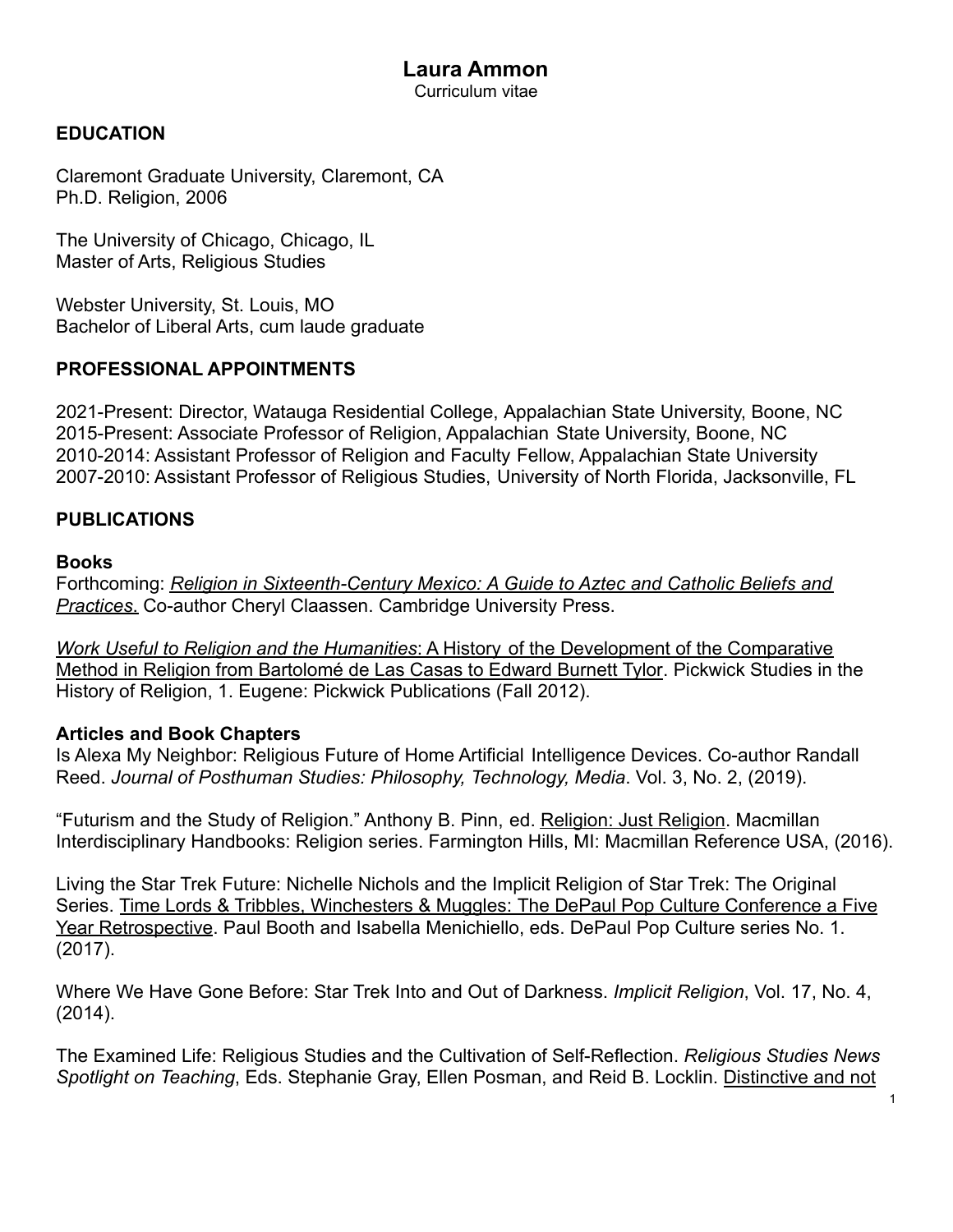# Laura Ammon

Curriculum vitae

## EDUCATION

Claremont Graduate University, Claremont, CA
Ph.D. Religion, 2006

The University of Chicago, Chicago, IL
Master of Arts, Religious Studies

Webster University, St. Louis, MO
Bachelor of Liberal Arts, cum laude graduate

## PROFESSIONAL APPOINTMENTS

2021-Present: Director, Watauga Residential College, Appalachian State University, Boone, NC
2015-Present: Associate Professor of Religion, Appalachian State University, Boone, NC
2010-2014: Assistant Professor of Religion and Faculty Fellow, Appalachian State University
2007-2010: Assistant Professor of Religious Studies, University of North Florida, Jacksonville, FL

## PUBLICATIONS

### Books

Forthcoming: *Religion in Sixteenth-Century Mexico: A Guide to Aztec and Catholic Beliefs and Practices.* Co-author Cheryl Claassen. Cambridge University Press.

*Work Useful to Religion and the Humanities*: A History of the Development of the Comparative Method in Religion from Bartolomé de Las Casas to Edward Burnett Tylor. Pickwick Studies in the History of Religion, 1. Eugene: Pickwick Publications (Fall 2012).

### Articles and Book Chapters

Is Alexa My Neighbor: Religious Future of Home Artificial Intelligence Devices. Co-author Randall Reed. *Journal of Posthuman Studies: Philosophy, Technology, Media*. Vol. 3, No. 2, (2019).

"Futurism and the Study of Religion." Anthony B. Pinn, ed. Religion: Just Religion. Macmillan Interdisciplinary Handbooks: Religion series. Farmington Hills, MI: Macmillan Reference USA, (2016).

Living the Star Trek Future: Nichelle Nichols and the Implicit Religion of Star Trek: The Original Series. Time Lords & Tribbles, Winchesters & Muggles: The DePaul Pop Culture Conference a Five Year Retrospective. Paul Booth and Isabella Menichiello, eds. DePaul Pop Culture series No. 1. (2017).

Where We Have Gone Before: Star Trek Into and Out of Darkness. *Implicit Religion*, Vol. 17, No. 4, (2014).

The Examined Life: Religious Studies and the Cultivation of Self-Reflection. *Religious Studies News Spotlight on Teaching*, Eds. Stephanie Gray, Ellen Posman, and Reid B. Locklin. Distinctive and not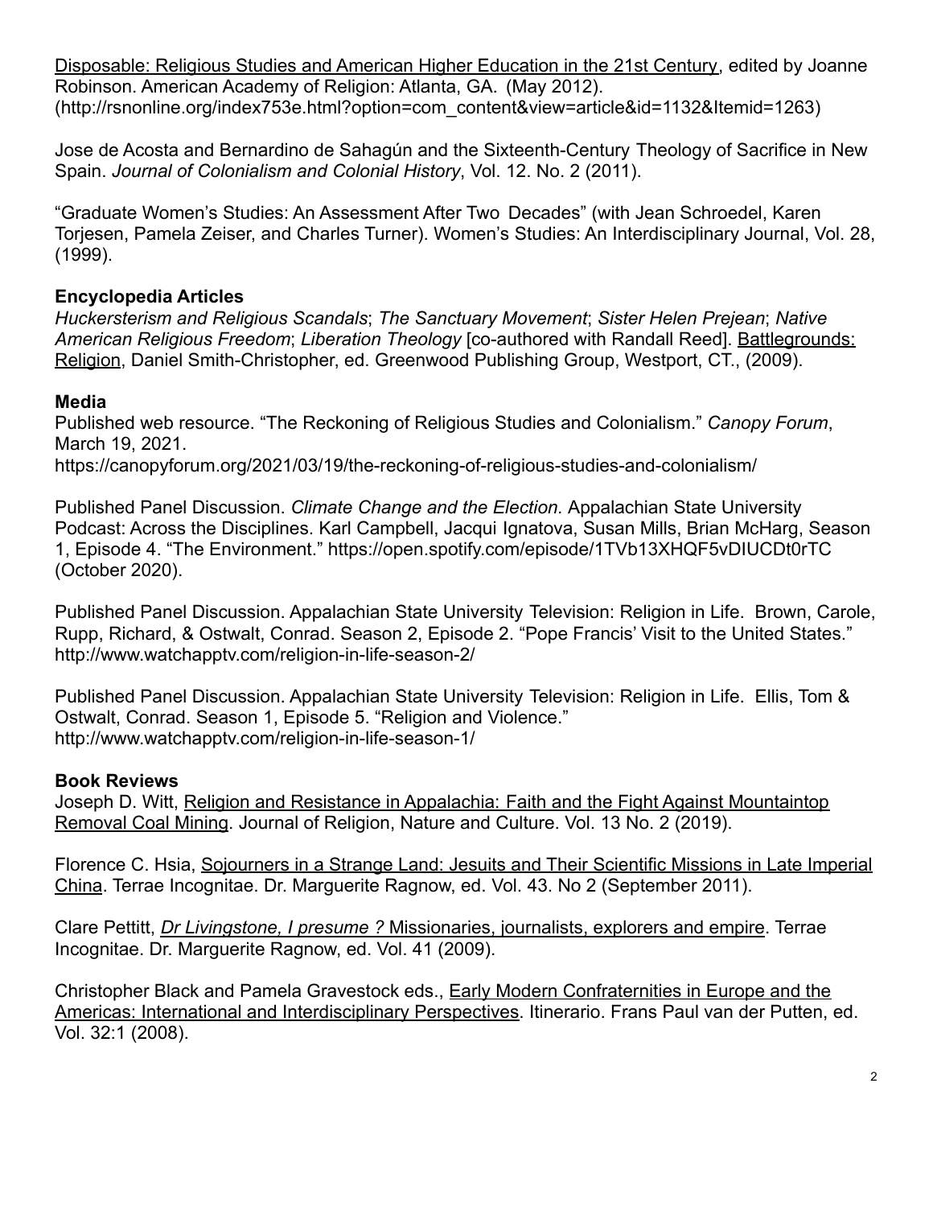Disposable: Religious Studies and American Higher Education in the 21st Century, edited by Joanne Robinson. American Academy of Religion: Atlanta, GA. (May 2012). (http://rsnonline.org/index753e.html?option=com_content&view=article&id=1132&Itemid=1263)

Jose de Acosta and Bernardino de Sahagún and the Sixteenth-Century Theology of Sacrifice in New Spain. *Journal of Colonialism and Colonial History*, Vol. 12. No. 2 (2011).

"Graduate Women's Studies: An Assessment After Two Decades" (with Jean Schroedel, Karen Torjesen, Pamela Zeiser, and Charles Turner). Women's Studies: An Interdisciplinary Journal, Vol. 28, (1999).

**Encyclopedia Articles**

*Huckersterism and Religious Scandals*; *The Sanctuary Movement*; *Sister Helen Prejean*; *Native American Religious Freedom*; *Liberation Theology* [co-authored with Randall Reed]. Battlegrounds: Religion, Daniel Smith-Christopher, ed. Greenwood Publishing Group, Westport, CT., (2009).

**Media**

Published web resource. "The Reckoning of Religious Studies and Colonialism." *Canopy Forum*, March 19, 2021.
https://canopyforum.org/2021/03/19/the-reckoning-of-religious-studies-and-colonialism/

Published Panel Discussion. *Climate Change and the Election.* Appalachian State University Podcast: Across the Disciplines. Karl Campbell, Jacqui Ignatova, Susan Mills, Brian McHarg, Season 1, Episode 4. "The Environment." https://open.spotify.com/episode/1TVb13XHQF5vDIUCDt0rTC (October 2020).

Published Panel Discussion. Appalachian State University Television: Religion in Life. Brown, Carole, Rupp, Richard, & Ostwalt, Conrad. Season 2, Episode 2. "Pope Francis' Visit to the United States." http://www.watchapptv.com/religion-in-life-season-2/

Published Panel Discussion. Appalachian State University Television: Religion in Life. Ellis, Tom & Ostwalt, Conrad. Season 1, Episode 5. "Religion and Violence." http://www.watchapptv.com/religion-in-life-season-1/

**Book Reviews**

Joseph D. Witt, Religion and Resistance in Appalachia: Faith and the Fight Against Mountaintop Removal Coal Mining. Journal of Religion, Nature and Culture. Vol. 13 No. 2 (2019).

Florence C. Hsia, Sojourners in a Strange Land: Jesuits and Their Scientific Missions in Late Imperial China. Terrae Incognitae. Dr. Marguerite Ragnow, ed. Vol. 43. No 2 (September 2011).

Clare Pettitt, *Dr Livingstone, I presume ?* Missionaries, journalists, explorers and empire. Terrae Incognitae. Dr. Marguerite Ragnow, ed. Vol. 41 (2009).

Christopher Black and Pamela Gravestock eds., Early Modern Confraternities in Europe and the Americas: International and Interdisciplinary Perspectives. Itinerario. Frans Paul van der Putten, ed. Vol. 32:1 (2008).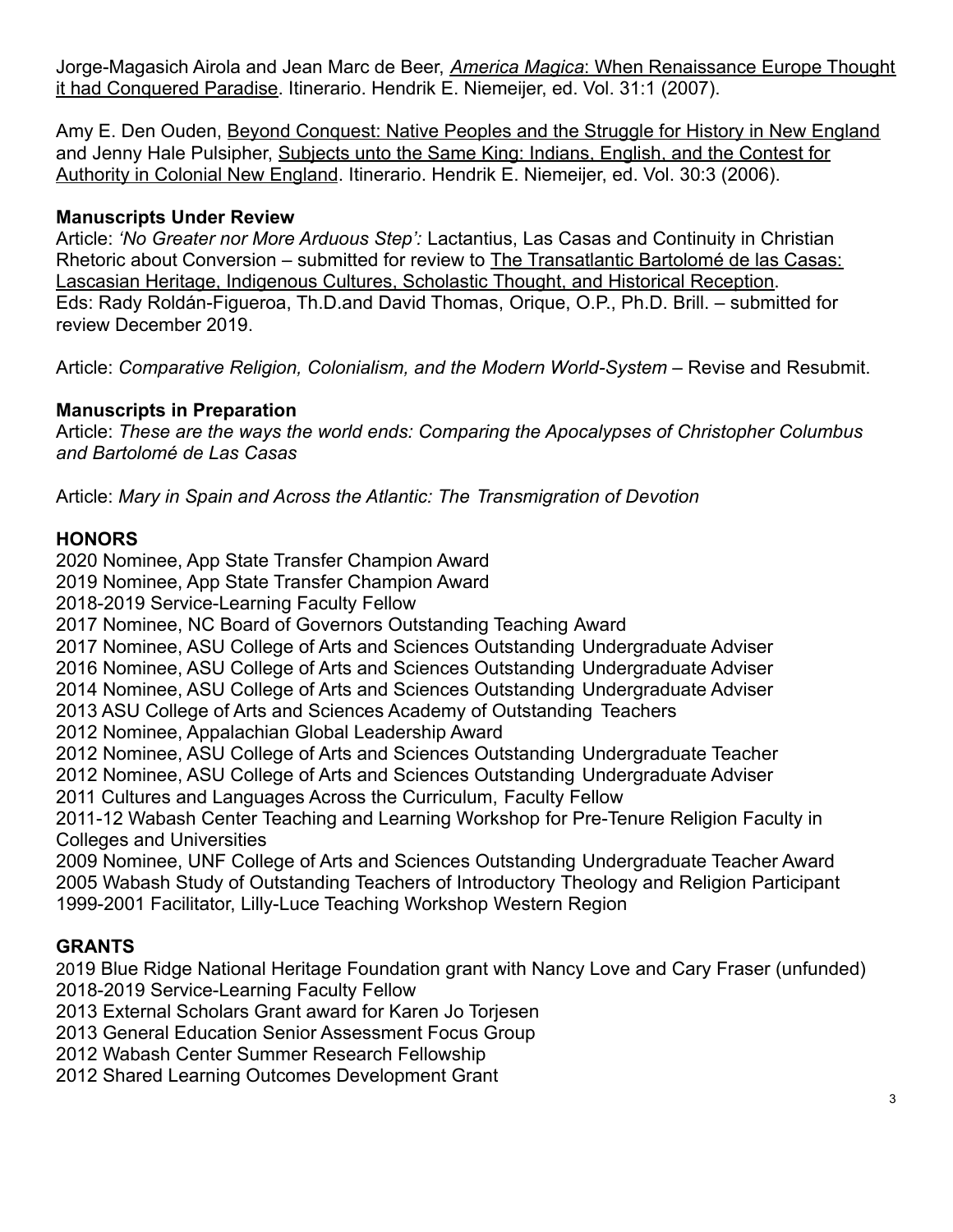Jorge-Magasich Airola and Jean Marc de Beer, *America Magica*: When Renaissance Europe Thought it had Conquered Paradise. Itinerario. Hendrik E. Niemeijer, ed. Vol. 31:1 (2007).

Amy E. Den Ouden, Beyond Conquest: Native Peoples and the Struggle for History in New England and Jenny Hale Pulsipher, Subjects unto the Same King: Indians, English, and the Contest for Authority in Colonial New England. Itinerario. Hendrik E. Niemeijer, ed. Vol. 30:3 (2006).

**Manuscripts Under Review**

Article: *'No Greater nor More Arduous Step':* Lactantius, Las Casas and Continuity in Christian Rhetoric about Conversion – submitted for review to The Transatlantic Bartolomé de las Casas: Lascasian Heritage, Indigenous Cultures, Scholastic Thought, and Historical Reception. Eds: Rady Roldán-Figueroa, Th.D.and David Thomas, Orique, O.P., Ph.D. Brill. – submitted for review December 2019.

Article: *Comparative Religion, Colonialism, and the Modern World-System* – Revise and Resubmit.

**Manuscripts in Preparation**

Article: *These are the ways the world ends: Comparing the Apocalypses of Christopher Columbus and Bartolomé de Las Casas*

Article: *Mary in Spain and Across the Atlantic: The Transmigration of Devotion*

## HONORS

2020 Nominee, App State Transfer Champion Award
2019 Nominee, App State Transfer Champion Award
2018-2019 Service-Learning Faculty Fellow
2017 Nominee, NC Board of Governors Outstanding Teaching Award
2017 Nominee, ASU College of Arts and Sciences Outstanding Undergraduate Adviser
2016 Nominee, ASU College of Arts and Sciences Outstanding Undergraduate Adviser
2014 Nominee, ASU College of Arts and Sciences Outstanding Undergraduate Adviser
2013 ASU College of Arts and Sciences Academy of Outstanding Teachers
2012 Nominee, Appalachian Global Leadership Award
2012 Nominee, ASU College of Arts and Sciences Outstanding Undergraduate Teacher
2012 Nominee, ASU College of Arts and Sciences Outstanding Undergraduate Adviser
2011 Cultures and Languages Across the Curriculum, Faculty Fellow
2011-12 Wabash Center Teaching and Learning Workshop for Pre-Tenure Religion Faculty in Colleges and Universities
2009 Nominee, UNF College of Arts and Sciences Outstanding Undergraduate Teacher Award
2005 Wabash Study of Outstanding Teachers of Introductory Theology and Religion Participant
1999-2001 Facilitator, Lilly-Luce Teaching Workshop Western Region

## GRANTS

2019 Blue Ridge National Heritage Foundation grant with Nancy Love and Cary Fraser (unfunded)
2018-2019 Service-Learning Faculty Fellow
2013 External Scholars Grant award for Karen Jo Torjesen
2013 General Education Senior Assessment Focus Group
2012 Wabash Center Summer Research Fellowship
2012 Shared Learning Outcomes Development Grant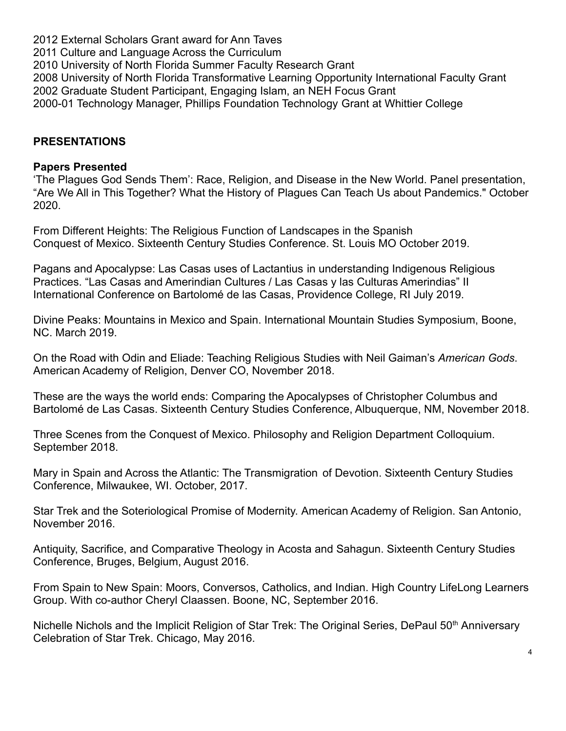2012 External Scholars Grant award for Ann Taves
2011 Culture and Language Across the Curriculum
2010 University of North Florida Summer Faculty Research Grant
2008 University of North Florida Transformative Learning Opportunity International Faculty Grant
2002 Graduate Student Participant, Engaging Islam, an NEH Focus Grant
2000-01 Technology Manager, Phillips Foundation Technology Grant at Whittier College

## PRESENTATIONS

### Papers Presented

'The Plagues God Sends Them': Race, Religion, and Disease in the New World. Panel presentation, "Are We All in This Together? What the History of Plagues Can Teach Us about Pandemics." October 2020.

From Different Heights: The Religious Function of Landscapes in the Spanish Conquest of Mexico. Sixteenth Century Studies Conference. St. Louis MO October 2019.

Pagans and Apocalypse: Las Casas uses of Lactantius in understanding Indigenous Religious Practices. "Las Casas and Amerindian Cultures / Las Casas y las Culturas Amerindias" II International Conference on Bartolomé de las Casas, Providence College, RI July 2019.

Divine Peaks: Mountains in Mexico and Spain. International Mountain Studies Symposium, Boone, NC. March 2019.

On the Road with Odin and Eliade: Teaching Religious Studies with Neil Gaiman's *American Gods*. American Academy of Religion, Denver CO, November 2018.

These are the ways the world ends: Comparing the Apocalypses of Christopher Columbus and Bartolomé de Las Casas. Sixteenth Century Studies Conference, Albuquerque, NM, November 2018.

Three Scenes from the Conquest of Mexico. Philosophy and Religion Department Colloquium. September 2018.

Mary in Spain and Across the Atlantic: The Transmigration of Devotion. Sixteenth Century Studies Conference, Milwaukee, WI. October, 2017.

Star Trek and the Soteriological Promise of Modernity. American Academy of Religion. San Antonio, November 2016.

Antiquity, Sacrifice, and Comparative Theology in Acosta and Sahagun. Sixteenth Century Studies Conference, Bruges, Belgium, August 2016.

From Spain to New Spain: Moors, Conversos, Catholics, and Indian. High Country LifeLong Learners Group. With co-author Cheryl Claassen. Boone, NC, September 2016.

Nichelle Nichols and the Implicit Religion of Star Trek: The Original Series, DePaul 50th Anniversary Celebration of Star Trek. Chicago, May 2016.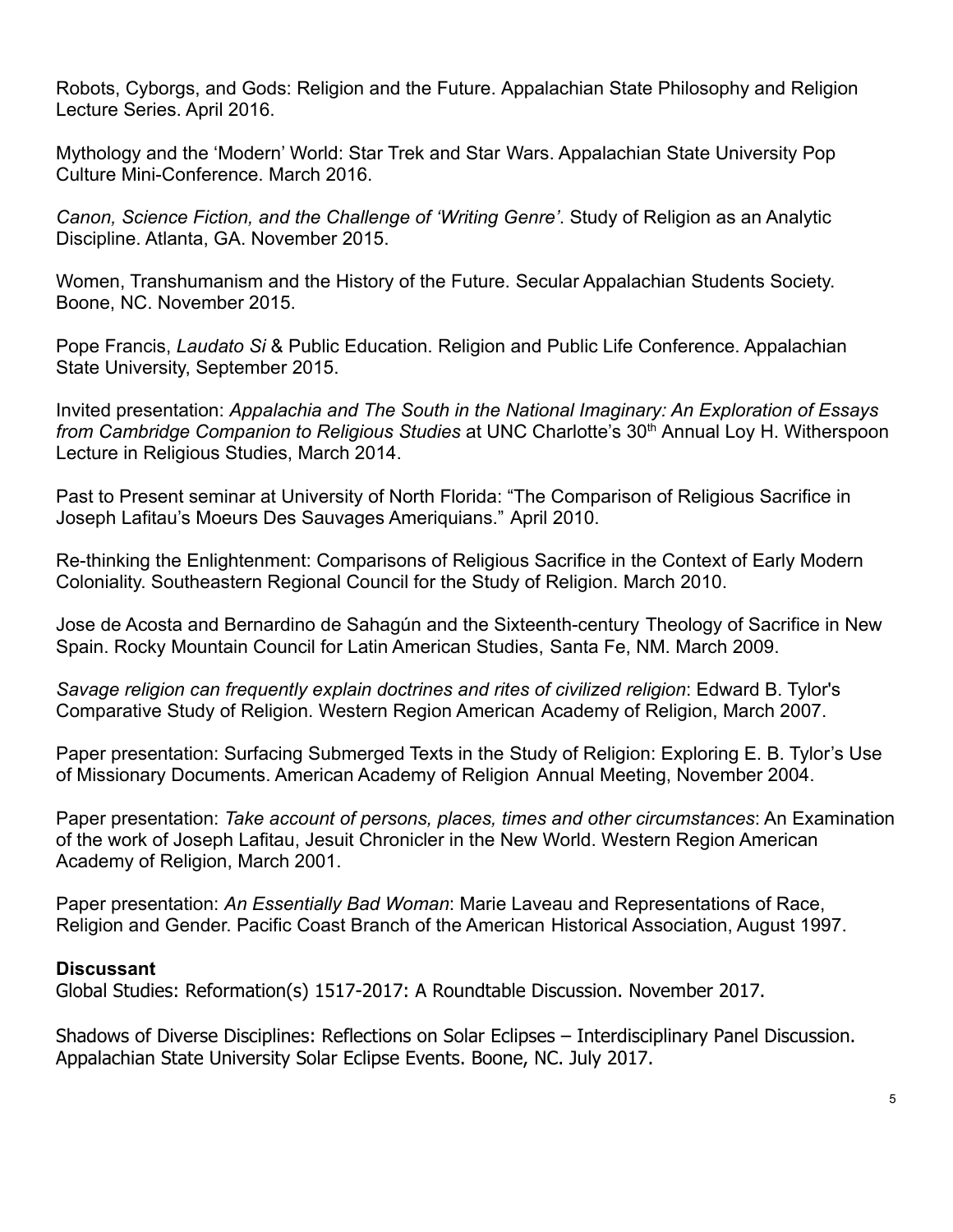Robots, Cyborgs, and Gods: Religion and the Future. Appalachian State Philosophy and Religion Lecture Series. April 2016.

Mythology and the 'Modern' World: Star Trek and Star Wars. Appalachian State University Pop Culture Mini-Conference. March 2016.

*Canon, Science Fiction, and the Challenge of 'Writing Genre'*. Study of Religion as an Analytic Discipline. Atlanta, GA. November 2015.

Women, Transhumanism and the History of the Future. Secular Appalachian Students Society. Boone, NC. November 2015.

Pope Francis, *Laudato Si* & Public Education. Religion and Public Life Conference. Appalachian State University, September 2015.

Invited presentation: *Appalachia and The South in the National Imaginary: An Exploration of Essays from Cambridge Companion to Religious Studies* at UNC Charlotte's 30th Annual Loy H. Witherspoon Lecture in Religious Studies, March 2014.

Past to Present seminar at University of North Florida: "The Comparison of Religious Sacrifice in Joseph Lafitau's Moeurs Des Sauvages Ameriquians." April 2010.

Re-thinking the Enlightenment: Comparisons of Religious Sacrifice in the Context of Early Modern Coloniality. Southeastern Regional Council for the Study of Religion. March 2010.

Jose de Acosta and Bernardino de Sahagún and the Sixteenth-century Theology of Sacrifice in New Spain. Rocky Mountain Council for Latin American Studies, Santa Fe, NM. March 2009.

*Savage religion can frequently explain doctrines and rites of civilized religion*: Edward B. Tylor's Comparative Study of Religion. Western Region American Academy of Religion, March 2007.

Paper presentation: Surfacing Submerged Texts in the Study of Religion: Exploring E. B. Tylor's Use of Missionary Documents. American Academy of Religion Annual Meeting, November 2004.

Paper presentation: *Take account of persons, places, times and other circumstances*: An Examination of the work of Joseph Lafitau, Jesuit Chronicler in the New World. Western Region American Academy of Religion, March 2001.

Paper presentation: *An Essentially Bad Woman*: Marie Laveau and Representations of Race, Religion and Gender. Pacific Coast Branch of the American Historical Association, August 1997.

**Discussant**

Global Studies: Reformation(s) 1517-2017: A Roundtable Discussion. November 2017.

Shadows of Diverse Disciplines: Reflections on Solar Eclipses – Interdisciplinary Panel Discussion. Appalachian State University Solar Eclipse Events. Boone, NC. July 2017.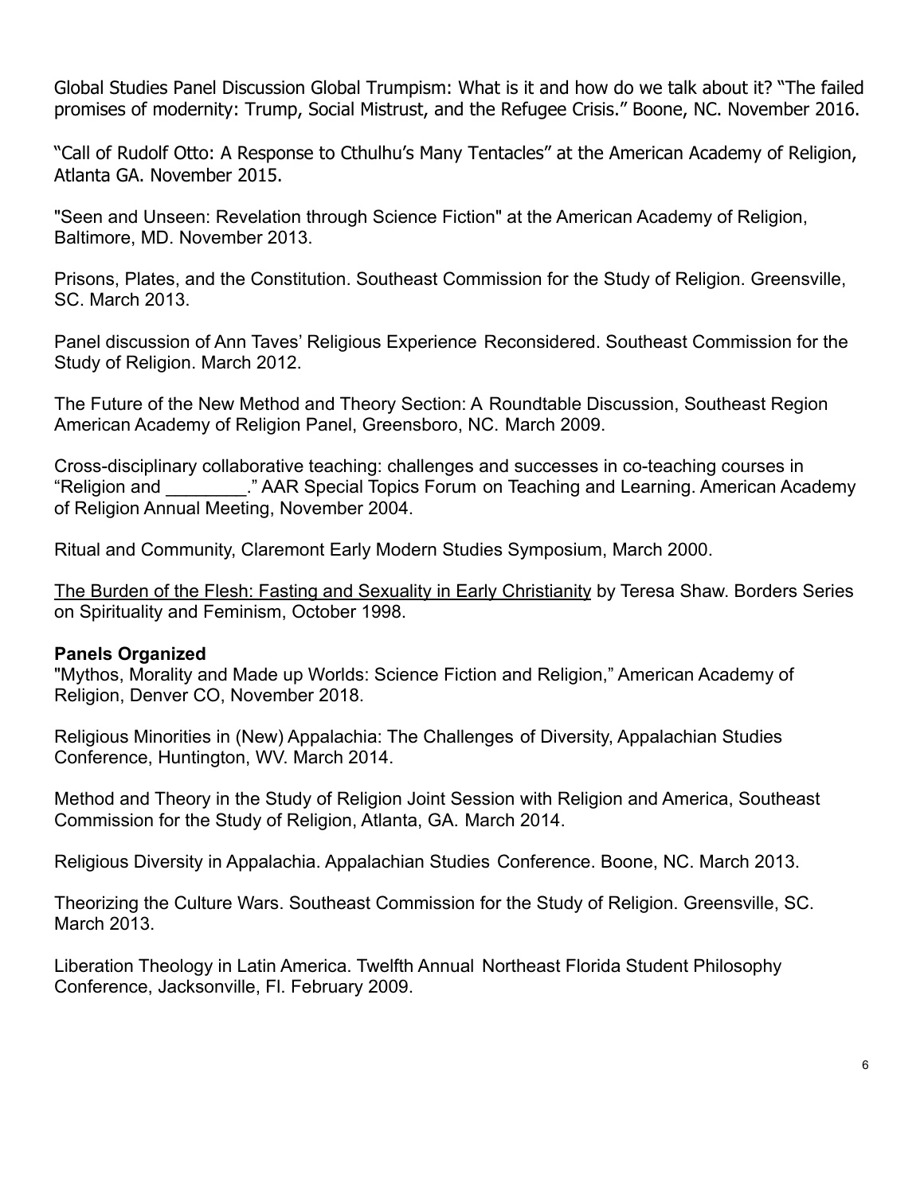Global Studies Panel Discussion Global Trumpism: What is it and how do we talk about it? "The failed promises of modernity: Trump, Social Mistrust, and the Refugee Crisis." Boone, NC. November 2016.

"Call of Rudolf Otto: A Response to Cthulhu's Many Tentacles" at the American Academy of Religion, Atlanta GA. November 2015.

"Seen and Unseen: Revelation through Science Fiction" at the American Academy of Religion, Baltimore, MD. November 2013.

Prisons, Plates, and the Constitution. Southeast Commission for the Study of Religion. Greensville, SC. March 2013.

Panel discussion of Ann Taves' Religious Experience Reconsidered. Southeast Commission for the Study of Religion. March 2012.

The Future of the New Method and Theory Section: A Roundtable Discussion, Southeast Region American Academy of Religion Panel, Greensboro, NC. March 2009.

Cross-disciplinary collaborative teaching: challenges and successes in co-teaching courses in "Religion and ________." AAR Special Topics Forum on Teaching and Learning. American Academy of Religion Annual Meeting, November 2004.

Ritual and Community, Claremont Early Modern Studies Symposium, March 2000.

<u>The Burden of the Flesh: Fasting and Sexuality in Early Christianity</u> by Teresa Shaw. Borders Series on Spirituality and Feminism, October 1998.

**Panels Organized**

"Mythos, Morality and Made up Worlds: Science Fiction and Religion," American Academy of Religion, Denver CO, November 2018.

Religious Minorities in (New) Appalachia: The Challenges of Diversity, Appalachian Studies Conference, Huntington, WV. March 2014.

Method and Theory in the Study of Religion Joint Session with Religion and America, Southeast Commission for the Study of Religion, Atlanta, GA. March 2014.

Religious Diversity in Appalachia. Appalachian Studies Conference. Boone, NC. March 2013.

Theorizing the Culture Wars. Southeast Commission for the Study of Religion. Greensville, SC. March 2013.

Liberation Theology in Latin America. Twelfth Annual Northeast Florida Student Philosophy Conference, Jacksonville, Fl. February 2009.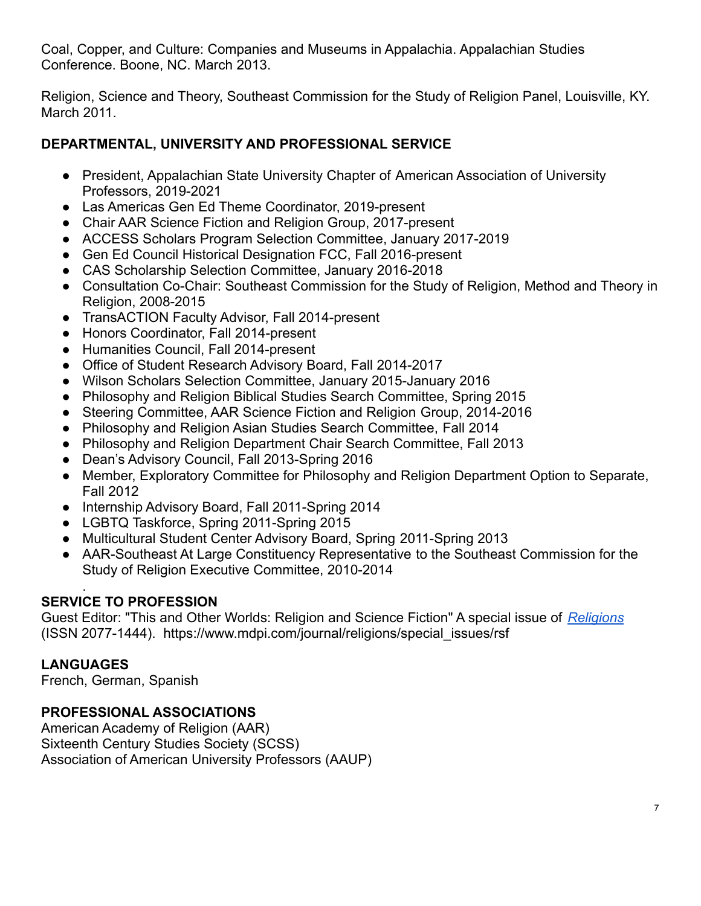Coal, Copper, and Culture: Companies and Museums in Appalachia. Appalachian Studies Conference. Boone, NC. March 2013.

Religion, Science and Theory, Southeast Commission for the Study of Religion Panel, Louisville, KY. March 2011.

## DEPARTMENTAL, UNIVERSITY AND PROFESSIONAL SERVICE

- President, Appalachian State University Chapter of American Association of University Professors, 2019-2021
- Las Americas Gen Ed Theme Coordinator, 2019-present
- Chair AAR Science Fiction and Religion Group, 2017-present
- ACCESS Scholars Program Selection Committee, January 2017-2019
- Gen Ed Council Historical Designation FCC, Fall 2016-present
- CAS Scholarship Selection Committee, January 2016-2018
- Consultation Co-Chair: Southeast Commission for the Study of Religion, Method and Theory in Religion, 2008-2015
- TransACTION Faculty Advisor, Fall 2014-present
- Honors Coordinator, Fall 2014-present
- Humanities Council, Fall 2014-present
- Office of Student Research Advisory Board, Fall 2014-2017
- Wilson Scholars Selection Committee, January 2015-January 2016
- Philosophy and Religion Biblical Studies Search Committee, Spring 2015
- Steering Committee, AAR Science Fiction and Religion Group, 2014-2016
- Philosophy and Religion Asian Studies Search Committee, Fall 2014
- Philosophy and Religion Department Chair Search Committee, Fall 2013
- Dean's Advisory Council, Fall 2013-Spring 2016
- Member, Exploratory Committee for Philosophy and Religion Department Option to Separate, Fall 2012
- Internship Advisory Board, Fall 2011-Spring 2014
- LGBTQ Taskforce, Spring 2011-Spring 2015
- Multicultural Student Center Advisory Board, Spring 2011-Spring 2013
- AAR-Southeast At Large Constituency Representative to the Southeast Commission for the Study of Religion Executive Committee, 2010-2014

## SERVICE TO PROFESSION

Guest Editor: "This and Other Worlds: Religion and Science Fiction" A special issue of *Religions* (ISSN 2077-1444). https://www.mdpi.com/journal/religions/special_issues/rsf

## LANGUAGES

French, German, Spanish

## PROFESSIONAL ASSOCIATIONS

American Academy of Religion (AAR)
Sixteenth Century Studies Society (SCSS)
Association of American University Professors (AAUP)